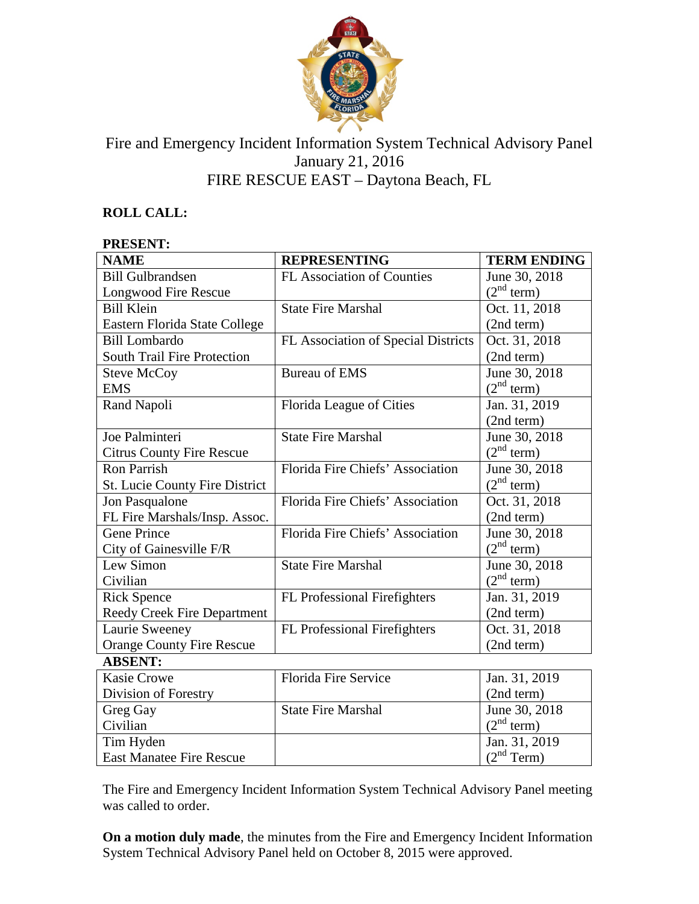# Fire and Emergency Incident Information System Technical Advisory Panel

January 21, 2016

FIRE RESCUE EAST – Daytona Beach, FL

**ROLL CALL:**

**PRESENT:**

| NAME | REPRESENTING | TERM ENDING |
|---|---|---|
| Bill Gulbrandsen<br>Longwood Fire Rescue | FL Association of Counties | June 30, 2018<br>(2nd term) |
| Bill Klein<br>Eastern Florida State College | State Fire Marshal | Oct. 11, 2018<br>(2nd term) |
| Bill Lombardo<br>South Trail Fire Protection | FL Association of Special Districts | Oct. 31, 2018<br>(2nd term) |
| Steve McCoy<br>EMS | Bureau of EMS | June 30, 2018<br>(2nd term) |
| Rand Napoli | Florida League of Cities | Jan. 31, 2019<br>(2nd term) |
| Joe Palminteri<br>Citrus County Fire Rescue | State Fire Marshal | June 30, 2018<br>(2nd term) |
| Ron Parrish<br>St. Lucie County Fire District | Florida Fire Chiefs' Association | June 30, 2018<br>(2nd term) |
| Jon Pasqualone<br>FL Fire Marshals/Insp. Assoc. | Florida Fire Chiefs' Association | Oct. 31, 2018<br>(2nd term) |
| Gene Prince<br>City of Gainesville F/R | Florida Fire Chiefs' Association | June 30, 2018<br>(2nd term) |
| Lew Simon<br>Civilian | State Fire Marshal | June 30, 2018<br>(2nd term) |
| Rick Spence<br>Reedy Creek Fire Department | FL Professional Firefighters | Jan. 31, 2019<br>(2nd term) |
| Laurie Sweeney<br>Orange County Fire Rescue | FL Professional Firefighters | Oct. 31, 2018<br>(2nd term) |
| **ABSENT:** | | |
| Kasie Crowe<br>Division of Forestry | Florida Fire Service | Jan. 31, 2019<br>(2nd term) |
| Greg Gay<br>Civilian | State Fire Marshal | June 30, 2018<br>(2nd term) |
| Tim Hyden<br>East Manatee Fire Rescue | | Jan. 31, 2019<br>(2nd Term) |

The Fire and Emergency Incident Information System Technical Advisory Panel meeting was called to order.

**On a motion duly made**, the minutes from the Fire and Emergency Incident Information System Technical Advisory Panel held on October 8, 2015 were approved.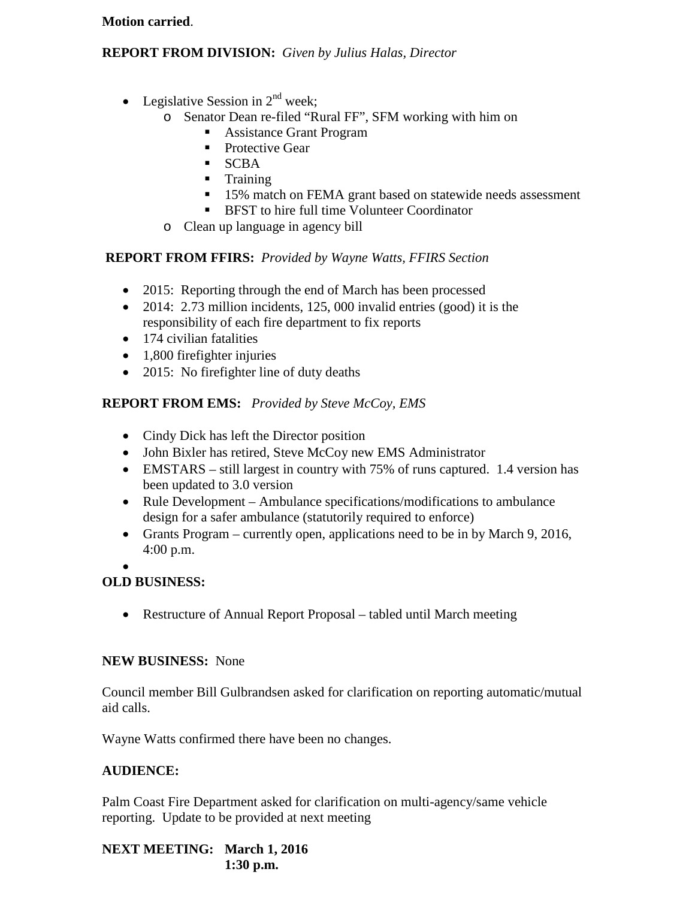**Motion carried**.

**REPORT FROM DIVISION:** *Given by Julius Halas, Director*

- Legislative Session in 2nd week;
  - Senator Dean re-filed "Rural FF", SFM working with him on
    - Assistance Grant Program
    - Protective Gear
    - SCBA
    - Training
    - 15% match on FEMA grant based on statewide needs assessment
    - BFST to hire full time Volunteer Coordinator
  - Clean up language in agency bill

**REPORT FROM FFIRS:** *Provided by Wayne Watts, FFIRS Section*

- 2015: Reporting through the end of March has been processed
- 2014: 2.73 million incidents, 125, 000 invalid entries (good) it is the responsibility of each fire department to fix reports
- 174 civilian fatalities
- 1,800 firefighter injuries
- 2015: No firefighter line of duty deaths

**REPORT FROM EMS:** *Provided by Steve McCoy, EMS*

- Cindy Dick has left the Director position
- John Bixler has retired, Steve McCoy new EMS Administrator
- EMSTARS – still largest in country with 75% of runs captured. 1.4 version has been updated to 3.0 version
- Rule Development – Ambulance specifications/modifications to ambulance design for a safer ambulance (statutorily required to enforce)
- Grants Program – currently open, applications need to be in by March 9, 2016, 4:00 p.m.

**OLD BUSINESS:**

- Restructure of Annual Report Proposal – tabled until March meeting

**NEW BUSINESS:** None

Council member Bill Gulbrandsen asked for clarification on reporting automatic/mutual aid calls.

Wayne Watts confirmed there have been no changes.

**AUDIENCE:**

Palm Coast Fire Department asked for clarification on multi-agency/same vehicle reporting. Update to be provided at next meeting

**NEXT MEETING: March 1, 2016**
**1:30 p.m.**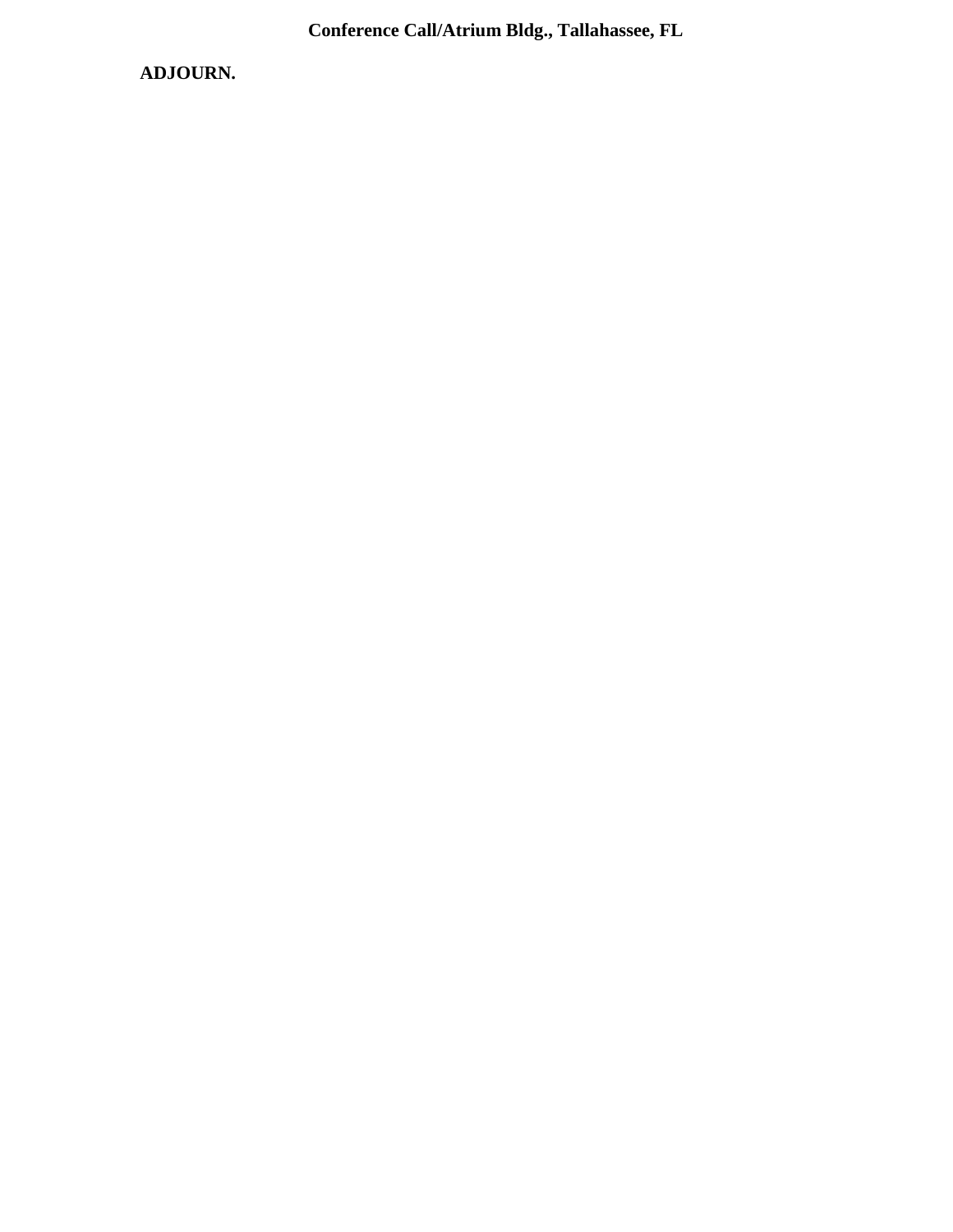**ADJOURN.**